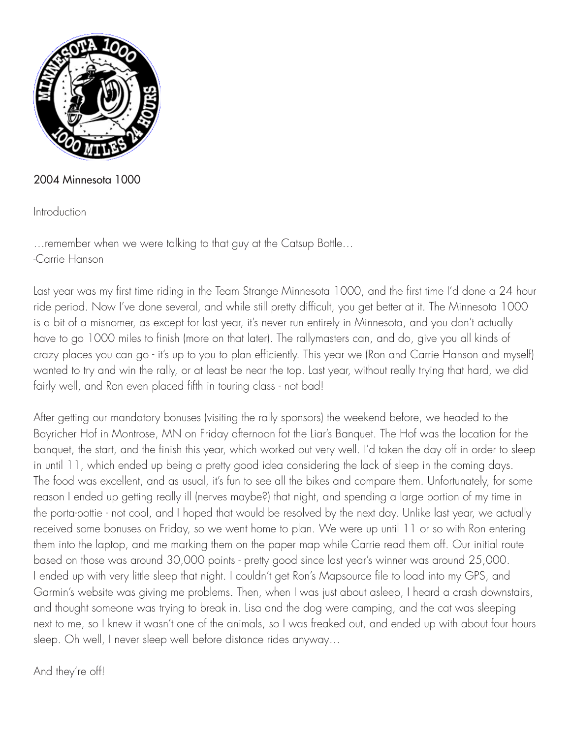# 2004 Minnesota 1000

## Introduction

…remember when we were talking to that guy at the Catsup Bottle…
-Carrie Hanson

Last year was my first time riding in the Team Strange Minnesota 1000, and the first time I'd done a 24 hour ride period. Now I've done several, and while still pretty difficult, you get better at it. The Minnesota 1000 is a bit of a misnomer, as except for last year, it's never run entirely in Minnesota, and you don't actually have to go 1000 miles to finish (more on that later). The rallymasters can, and do, give you all kinds of crazy places you can go - it's up to you to plan efficiently. This year we (Ron and Carrie Hanson and myself) wanted to try and win the rally, or at least be near the top. Last year, without really trying that hard, we did fairly well, and Ron even placed fifth in touring class - not bad!

After getting our mandatory bonuses (visiting the rally sponsors) the weekend before, we headed to the Bayricher Hof in Montrose, MN on Friday afternoon fot the Liar's Banquet. The Hof was the location for the banquet, the start, and the finish this year, which worked out very well. I'd taken the day off in order to sleep in until 11, which ended up being a pretty good idea considering the lack of sleep in the coming days. The food was excellent, and as usual, it's fun to see all the bikes and compare them. Unfortunately, for some reason I ended up getting really ill (nerves maybe?) that night, and spending a large portion of my time in the porta-pottie - not cool, and I hoped that would be resolved by the next day. Unlike last year, we actually received some bonuses on Friday, so we went home to plan. We were up until 11 or so with Ron entering them into the laptop, and me marking them on the paper map while Carrie read them off. Our initial route based on those was around 30,000 points - pretty good since last year's winner was around 25,000. I ended up with very little sleep that night. I couldn't get Ron's Mapsource file to load into my GPS, and Garmin's website was giving me problems. Then, when I was just about asleep, I heard a crash downstairs, and thought someone was trying to break in. Lisa and the dog were camping, and the cat was sleeping next to me, so I knew it wasn't one of the animals, so I was freaked out, and ended up with about four hours sleep. Oh well, I never sleep well before distance rides anyway…

## And they're off!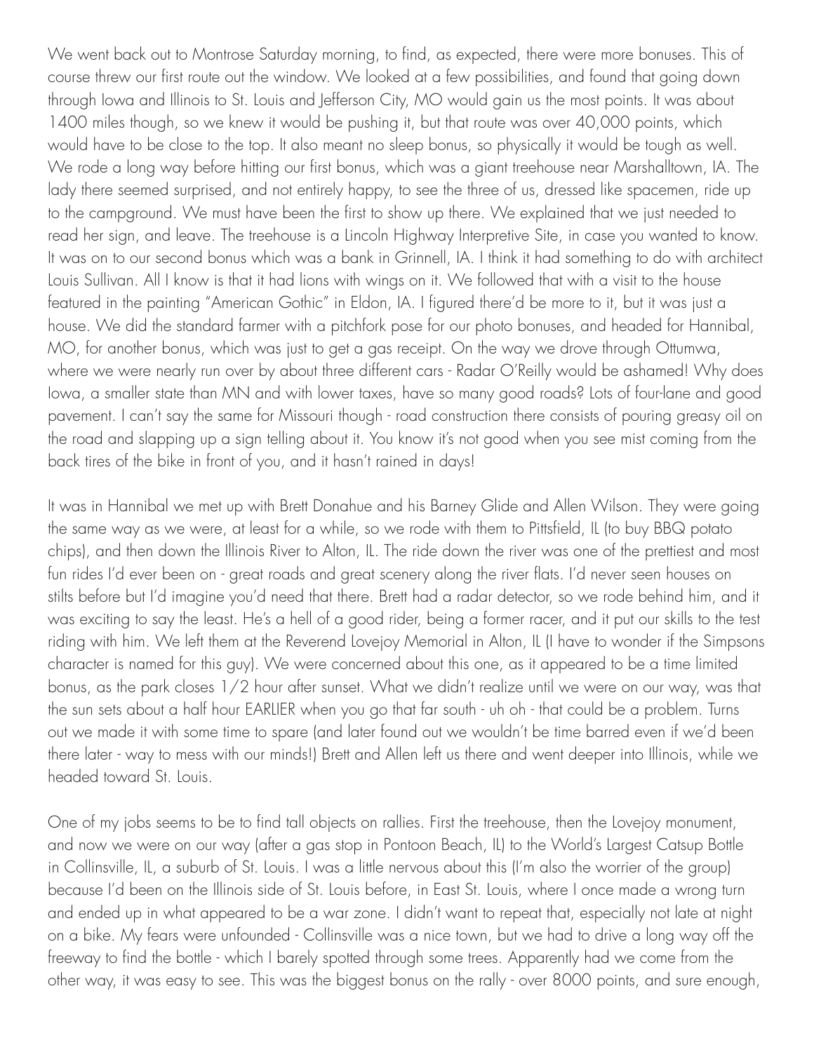We went back out to Montrose Saturday morning, to find, as expected, there were more bonuses. This of course threw our first route out the window. We looked at a few possibilities, and found that going down through Iowa and Illinois to St. Louis and Jefferson City, MO would gain us the most points. It was about 1400 miles though, so we knew it would be pushing it, but that route was over 40,000 points, which would have to be close to the top. It also meant no sleep bonus, so physically it would be tough as well. We rode a long way before hitting our first bonus, which was a giant treehouse near Marshalltown, IA. The lady there seemed surprised, and not entirely happy, to see the three of us, dressed like spacemen, ride up to the campground. We must have been the first to show up there. We explained that we just needed to read her sign, and leave. The treehouse is a Lincoln Highway Interpretive Site, in case you wanted to know. It was on to our second bonus which was a bank in Grinnell, IA. I think it had something to do with architect Louis Sullivan. All I know is that it had lions with wings on it. We followed that with a visit to the house featured in the painting "American Gothic" in Eldon, IA. I figured there'd be more to it, but it was just a house. We did the standard farmer with a pitchfork pose for our photo bonuses, and headed for Hannibal, MO, for another bonus, which was just to get a gas receipt. On the way we drove through Ottumwa, where we were nearly run over by about three different cars - Radar O'Reilly would be ashamed! Why does Iowa, a smaller state than MN and with lower taxes, have so many good roads? Lots of four-lane and good pavement. I can't say the same for Missouri though - road construction there consists of pouring greasy oil on the road and slapping up a sign telling about it. You know it's not good when you see mist coming from the back tires of the bike in front of you, and it hasn't rained in days!

It was in Hannibal we met up with Brett Donahue and his Barney Glide and Allen Wilson. They were going the same way as we were, at least for a while, so we rode with them to Pittsfield, IL (to buy BBQ potato chips), and then down the Illinois River to Alton, IL. The ride down the river was one of the prettiest and most fun rides I'd ever been on - great roads and great scenery along the river flats. I'd never seen houses on stilts before but I'd imagine you'd need that there. Brett had a radar detector, so we rode behind him, and it was exciting to say the least. He's a hell of a good rider, being a former racer, and it put our skills to the test riding with him. We left them at the Reverend Lovejoy Memorial in Alton, IL (I have to wonder if the Simpsons character is named for this guy). We were concerned about this one, as it appeared to be a time limited bonus, as the park closes 1/2 hour after sunset. What we didn't realize until we were on our way, was that the sun sets about a half hour EARLIER when you go that far south - uh oh - that could be a problem. Turns out we made it with some time to spare (and later found out we wouldn't be time barred even if we'd been there later - way to mess with our minds!) Brett and Allen left us there and went deeper into Illinois, while we headed toward St. Louis.

One of my jobs seems to be to find tall objects on rallies. First the treehouse, then the Lovejoy monument, and now we were on our way (after a gas stop in Pontoon Beach, IL) to the World's Largest Catsup Bottle in Collinsville, IL, a suburb of St. Louis. I was a little nervous about this (I'm also the worrier of the group) because I'd been on the Illinois side of St. Louis before, in East St. Louis, where I once made a wrong turn and ended up in what appeared to be a war zone. I didn't want to repeat that, especially not late at night on a bike. My fears were unfounded - Collinsville was a nice town, but we had to drive a long way off the freeway to find the bottle - which I barely spotted through some trees. Apparently had we come from the other way, it was easy to see. This was the biggest bonus on the rally - over 8000 points, and sure enough,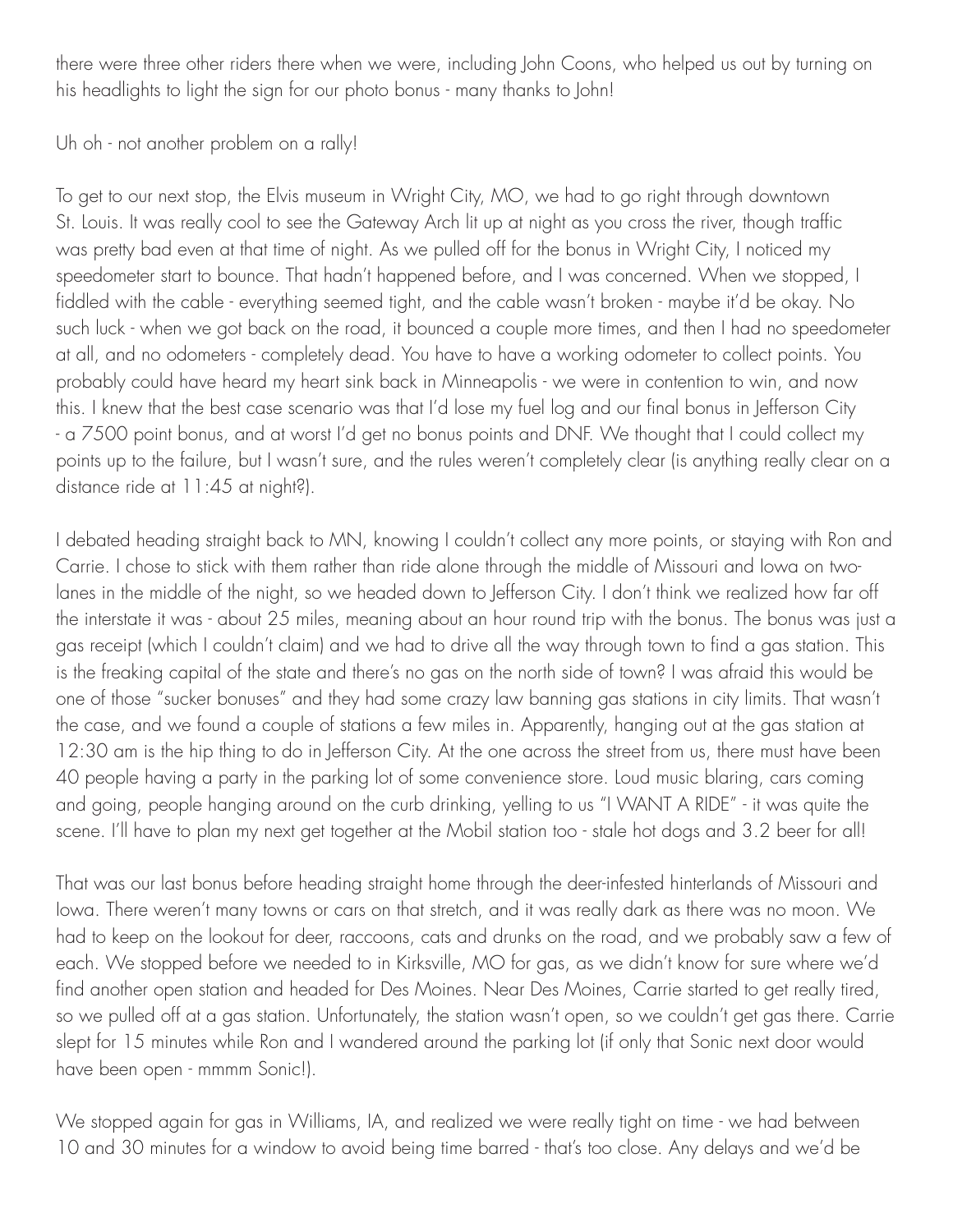there were three other riders there when we were, including John Coons, who helped us out by turning on his headlights to light the sign for our photo bonus - many thanks to John!

Uh oh - not another problem on a rally!

To get to our next stop, the Elvis museum in Wright City, MO, we had to go right through downtown St. Louis. It was really cool to see the Gateway Arch lit up at night as you cross the river, though traffic was pretty bad even at that time of night. As we pulled off for the bonus in Wright City, I noticed my speedometer start to bounce. That hadn't happened before, and I was concerned. When we stopped, I fiddled with the cable - everything seemed tight, and the cable wasn't broken - maybe it'd be okay. No such luck - when we got back on the road, it bounced a couple more times, and then I had no speedometer at all, and no odometers - completely dead. You have to have a working odometer to collect points. You probably could have heard my heart sink back in Minneapolis - we were in contention to win, and now this. I knew that the best case scenario was that I'd lose my fuel log and our final bonus in Jefferson City - a 7500 point bonus, and at worst I'd get no bonus points and DNF. We thought that I could collect my points up to the failure, but I wasn't sure, and the rules weren't completely clear (is anything really clear on a distance ride at 11:45 at night?).

I debated heading straight back to MN, knowing I couldn't collect any more points, or staying with Ron and Carrie. I chose to stick with them rather than ride alone through the middle of Missouri and Iowa on two-lanes in the middle of the night, so we headed down to Jefferson City. I don't think we realized how far off the interstate it was - about 25 miles, meaning about an hour round trip with the bonus. The bonus was just a gas receipt (which I couldn't claim) and we had to drive all the way through town to find a gas station. This is the freaking capital of the state and there's no gas on the north side of town? I was afraid this would be one of those "sucker bonuses" and they had some crazy law banning gas stations in city limits. That wasn't the case, and we found a couple of stations a few miles in. Apparently, hanging out at the gas station at 12:30 am is the hip thing to do in Jefferson City. At the one across the street from us, there must have been 40 people having a party in the parking lot of some convenience store. Loud music blaring, cars coming and going, people hanging around on the curb drinking, yelling to us "I WANT A RIDE" - it was quite the scene. I'll have to plan my next get together at the Mobil station too - stale hot dogs and 3.2 beer for all!

That was our last bonus before heading straight home through the deer-infested hinterlands of Missouri and Iowa. There weren't many towns or cars on that stretch, and it was really dark as there was no moon. We had to keep on the lookout for deer, raccoons, cats and drunks on the road, and we probably saw a few of each. We stopped before we needed to in Kirksville, MO for gas, as we didn't know for sure where we'd find another open station and headed for Des Moines. Near Des Moines, Carrie started to get really tired, so we pulled off at a gas station. Unfortunately, the station wasn't open, so we couldn't get gas there. Carrie slept for 15 minutes while Ron and I wandered around the parking lot (if only that Sonic next door would have been open - mmmm Sonic!).

We stopped again for gas in Williams, IA, and realized we were really tight on time - we had between 10 and 30 minutes for a window to avoid being time barred - that's too close. Any delays and we'd be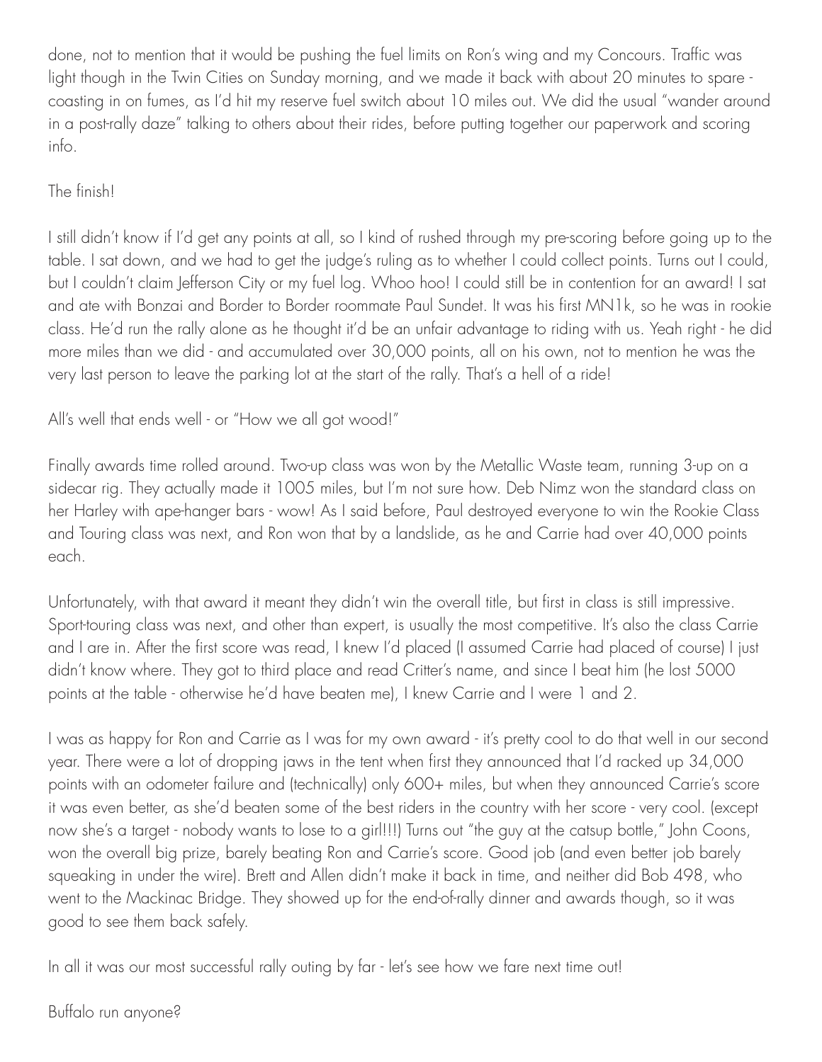done, not to mention that it would be pushing the fuel limits on Ron's wing and my Concours. Traffic was light though in the Twin Cities on Sunday morning, and we made it back with about 20 minutes to spare - coasting in on fumes, as I'd hit my reserve fuel switch about 10 miles out. We did the usual "wander around in a post-rally daze" talking to others about their rides, before putting together our paperwork and scoring info.

The finish!

I still didn't know if I'd get any points at all, so I kind of rushed through my pre-scoring before going up to the table. I sat down, and we had to get the judge's ruling as to whether I could collect points. Turns out I could, but I couldn't claim Jefferson City or my fuel log. Whoo hoo! I could still be in contention for an award! I sat and ate with Bonzai and Border to Border roommate Paul Sundet. It was his first MN1k, so he was in rookie class. He'd run the rally alone as he thought it'd be an unfair advantage to riding with us. Yeah right - he did more miles than we did - and accumulated over 30,000 points, all on his own, not to mention he was the very last person to leave the parking lot at the start of the rally. That's a hell of a ride!

All's well that ends well - or "How we all got wood!"

Finally awards time rolled around. Two-up class was won by the Metallic Waste team, running 3-up on a sidecar rig. They actually made it 1005 miles, but I'm not sure how. Deb Nimz won the standard class on her Harley with ape-hanger bars - wow! As I said before, Paul destroyed everyone to win the Rookie Class and Touring class was next, and Ron won that by a landslide, as he and Carrie had over 40,000 points each.

Unfortunately, with that award it meant they didn't win the overall title, but first in class is still impressive. Sport-touring class was next, and other than expert, is usually the most competitive. It's also the class Carrie and I are in. After the first score was read, I knew I'd placed (I assumed Carrie had placed of course) I just didn't know where. They got to third place and read Critter's name, and since I beat him (he lost 5000 points at the table - otherwise he'd have beaten me), I knew Carrie and I were 1 and 2.

I was as happy for Ron and Carrie as I was for my own award - it's pretty cool to do that well in our second year. There were a lot of dropping jaws in the tent when first they announced that I'd racked up 34,000 points with an odometer failure and (technically) only 600+ miles, but when they announced Carrie's score it was even better, as she'd beaten some of the best riders in the country with her score - very cool. (except now she's a target - nobody wants to lose to a girl!!!) Turns out "the guy at the catsup bottle," John Coons, won the overall big prize, barely beating Ron and Carrie's score. Good job (and even better job barely squeaking in under the wire). Brett and Allen didn't make it back in time, and neither did Bob 498, who went to the Mackinac Bridge. They showed up for the end-of-rally dinner and awards though, so it was good to see them back safely.

In all it was our most successful rally outing by far - let's see how we fare next time out!

Buffalo run anyone?